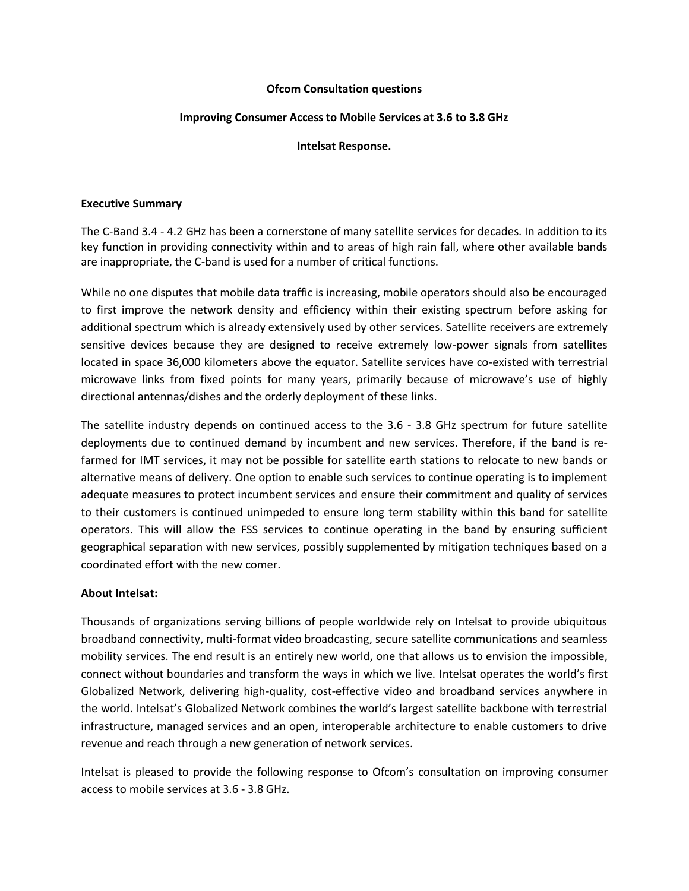**Ofcom Consultation questions**

**Improving Consumer Access to Mobile Services at 3.6 to 3.8 GHz**

**Intelsat Response.**

**Executive Summary**

The C-Band 3.4 - 4.2 GHz has been a cornerstone of many satellite services for decades. In addition to its key function in providing connectivity within and to areas of high rain fall, where other available bands are inappropriate, the C-band is used for a number of critical functions.

While no one disputes that mobile data traffic is increasing, mobile operators should also be encouraged to first improve the network density and efficiency within their existing spectrum before asking for additional spectrum which is already extensively used by other services. Satellite receivers are extremely sensitive devices because they are designed to receive extremely low-power signals from satellites located in space 36,000 kilometers above the equator. Satellite services have co-existed with terrestrial microwave links from fixed points for many years, primarily because of microwave's use of highly directional antennas/dishes and the orderly deployment of these links.

The satellite industry depends on continued access to the 3.6 - 3.8 GHz spectrum for future satellite deployments due to continued demand by incumbent and new services. Therefore, if the band is re-farmed for IMT services, it may not be possible for satellite earth stations to relocate to new bands or alternative means of delivery. One option to enable such services to continue operating is to implement adequate measures to protect incumbent services and ensure their commitment and quality of services to their customers is continued unimpeded to ensure long term stability within this band for satellite operators. This will allow the FSS services to continue operating in the band by ensuring sufficient geographical separation with new services, possibly supplemented by mitigation techniques based on a coordinated effort with the new comer.

**About Intelsat:**

Thousands of organizations serving billions of people worldwide rely on Intelsat to provide ubiquitous broadband connectivity, multi-format video broadcasting, secure satellite communications and seamless mobility services. The end result is an entirely new world, one that allows us to envision the impossible, connect without boundaries and transform the ways in which we live. Intelsat operates the world's first Globalized Network, delivering high-quality, cost-effective video and broadband services anywhere in the world. Intelsat's Globalized Network combines the world's largest satellite backbone with terrestrial infrastructure, managed services and an open, interoperable architecture to enable customers to drive revenue and reach through a new generation of network services.

Intelsat is pleased to provide the following response to Ofcom's consultation on improving consumer access to mobile services at 3.6 - 3.8 GHz.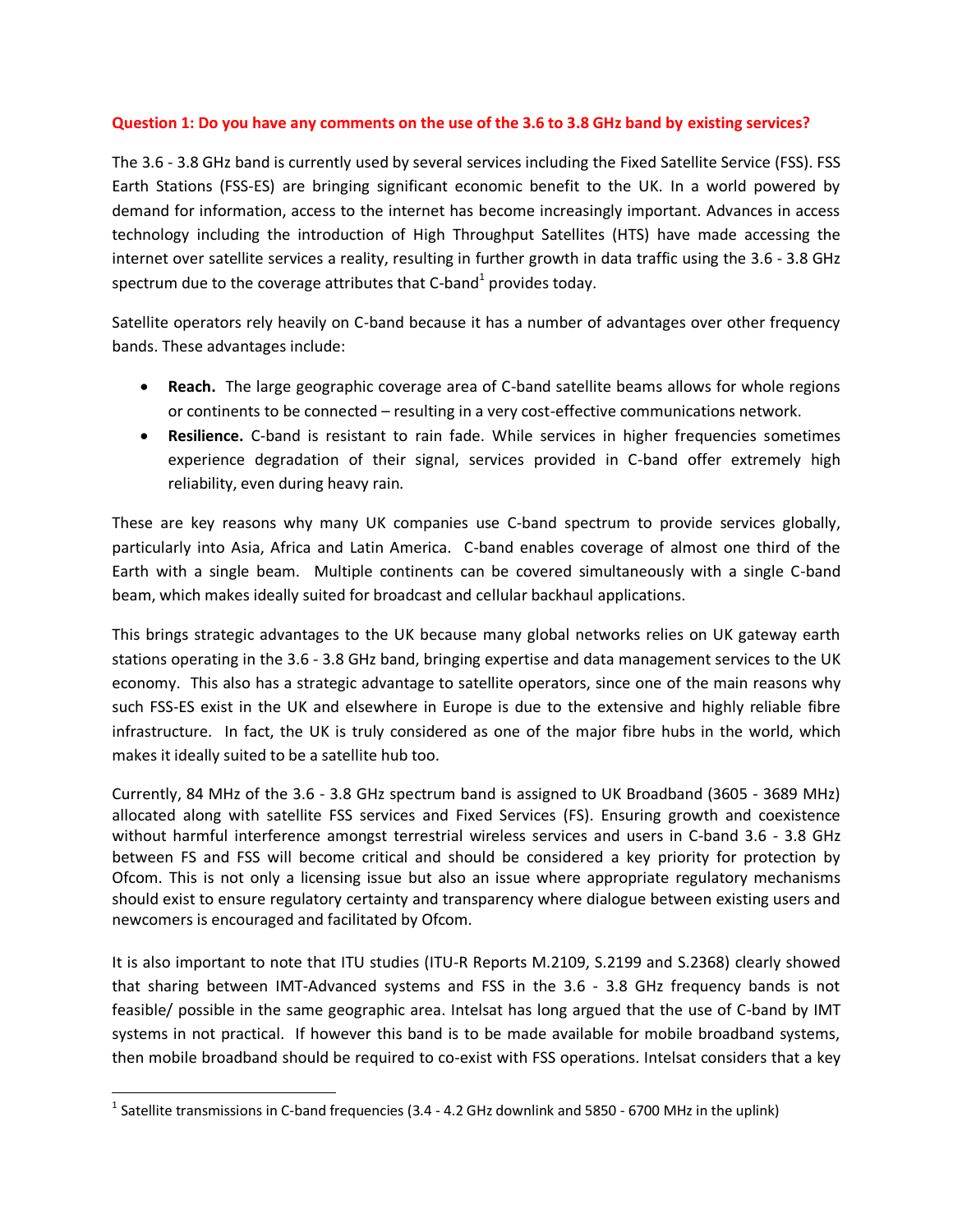**Question 1: Do you have any comments on the use of the 3.6 to 3.8 GHz band by existing services?**

The 3.6 - 3.8 GHz band is currently used by several services including the Fixed Satellite Service (FSS). FSS Earth Stations (FSS-ES) are bringing significant economic benefit to the UK. In a world powered by demand for information, access to the internet has become increasingly important. Advances in access technology including the introduction of High Throughput Satellites (HTS) have made accessing the internet over satellite services a reality, resulting in further growth in data traffic using the 3.6 - 3.8 GHz spectrum due to the coverage attributes that C-band[1] provides today.

Satellite operators rely heavily on C-band because it has a number of advantages over other frequency bands. These advantages include:

- **Reach.** The large geographic coverage area of C-band satellite beams allows for whole regions or continents to be connected – resulting in a very cost-effective communications network.
- **Resilience.** C-band is resistant to rain fade. While services in higher frequencies sometimes experience degradation of their signal, services provided in C-band offer extremely high reliability, even during heavy rain.

These are key reasons why many UK companies use C-band spectrum to provide services globally, particularly into Asia, Africa and Latin America. C-band enables coverage of almost one third of the Earth with a single beam. Multiple continents can be covered simultaneously with a single C-band beam, which makes ideally suited for broadcast and cellular backhaul applications.

This brings strategic advantages to the UK because many global networks relies on UK gateway earth stations operating in the 3.6 - 3.8 GHz band, bringing expertise and data management services to the UK economy. This also has a strategic advantage to satellite operators, since one of the main reasons why such FSS-ES exist in the UK and elsewhere in Europe is due to the extensive and highly reliable fibre infrastructure. In fact, the UK is truly considered as one of the major fibre hubs in the world, which makes it ideally suited to be a satellite hub too.

Currently, 84 MHz of the 3.6 - 3.8 GHz spectrum band is assigned to UK Broadband (3605 - 3689 MHz) allocated along with satellite FSS services and Fixed Services (FS). Ensuring growth and coexistence without harmful interference amongst terrestrial wireless services and users in C-band 3.6 - 3.8 GHz between FS and FSS will become critical and should be considered a key priority for protection by Ofcom. This is not only a licensing issue but also an issue where appropriate regulatory mechanisms should exist to ensure regulatory certainty and transparency where dialogue between existing users and newcomers is encouraged and facilitated by Ofcom.

It is also important to note that ITU studies (ITU-R Reports M.2109, S.2199 and S.2368) clearly showed that sharing between IMT-Advanced systems and FSS in the 3.6 - 3.8 GHz frequency bands is not feasible/ possible in the same geographic area. Intelsat has long argued that the use of C-band by IMT systems in not practical. If however this band is to be made available for mobile broadband systems, then mobile broadband should be required to co-exist with FSS operations. Intelsat considers that a key

[1] Satellite transmissions in C-band frequencies (3.4 - 4.2 GHz downlink and 5850 - 6700 MHz in the uplink)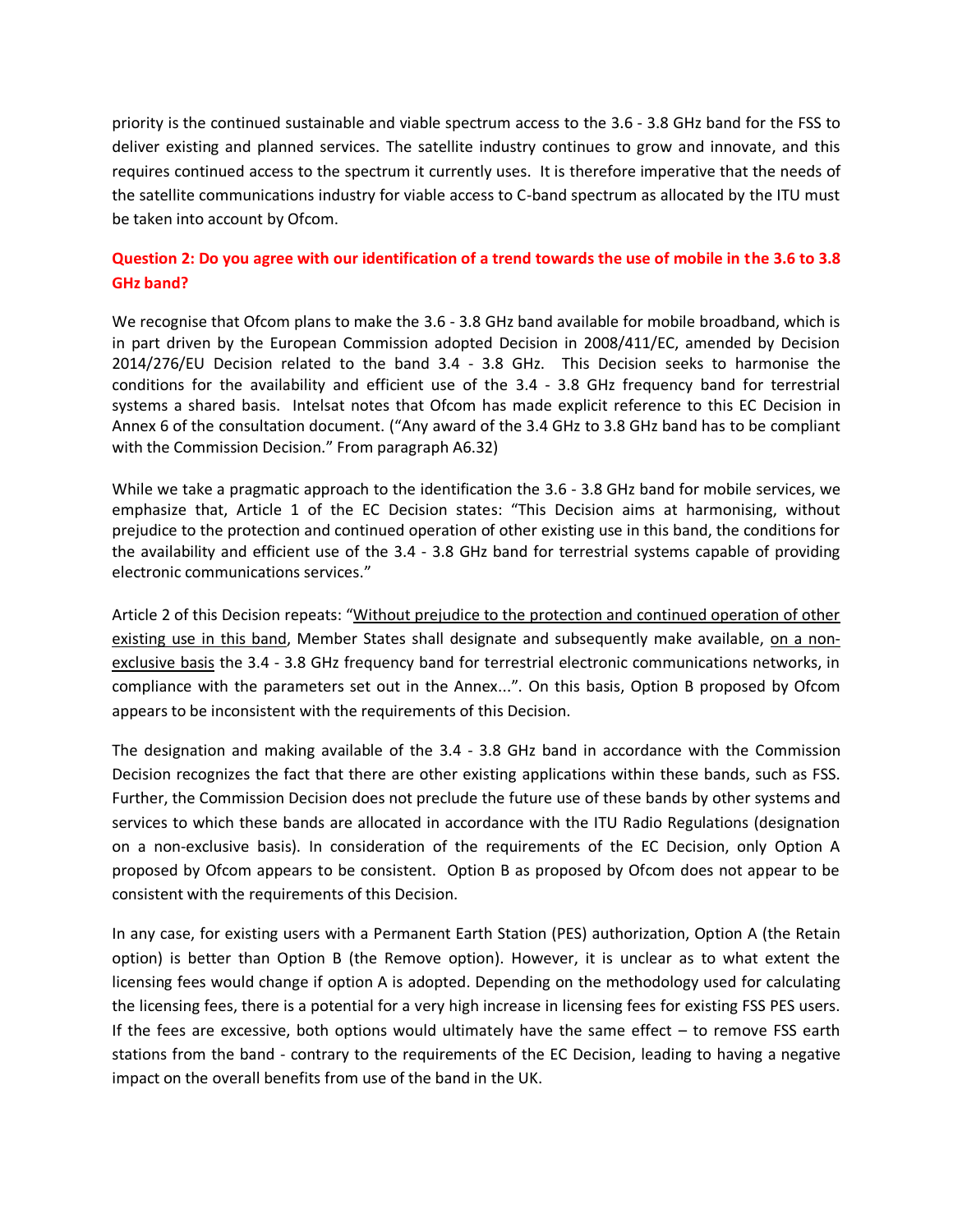priority is the continued sustainable and viable spectrum access to the 3.6 - 3.8 GHz band for the FSS to deliver existing and planned services. The satellite industry continues to grow and innovate, and this requires continued access to the spectrum it currently uses. It is therefore imperative that the needs of the satellite communications industry for viable access to C-band spectrum as allocated by the ITU must be taken into account by Ofcom.

**Question 2: Do you agree with our identification of a trend towards the use of mobile in the 3.6 to 3.8 GHz band?**

We recognise that Ofcom plans to make the 3.6 - 3.8 GHz band available for mobile broadband, which is in part driven by the European Commission adopted Decision in 2008/411/EC, amended by Decision 2014/276/EU Decision related to the band 3.4 - 3.8 GHz. This Decision seeks to harmonise the conditions for the availability and efficient use of the 3.4 - 3.8 GHz frequency band for terrestrial systems a shared basis. Intelsat notes that Ofcom has made explicit reference to this EC Decision in Annex 6 of the consultation document. ("Any award of the 3.4 GHz to 3.8 GHz band has to be compliant with the Commission Decision." From paragraph A6.32)

While we take a pragmatic approach to the identification the 3.6 - 3.8 GHz band for mobile services, we emphasize that, Article 1 of the EC Decision states: "This Decision aims at harmonising, without prejudice to the protection and continued operation of other existing use in this band, the conditions for the availability and efficient use of the 3.4 - 3.8 GHz band for terrestrial systems capable of providing electronic communications services."

Article 2 of this Decision repeats: "Without prejudice to the protection and continued operation of other existing use in this band, Member States shall designate and subsequently make available, on a non-exclusive basis the 3.4 - 3.8 GHz frequency band for terrestrial electronic communications networks, in compliance with the parameters set out in the Annex...". On this basis, Option B proposed by Ofcom appears to be inconsistent with the requirements of this Decision.

The designation and making available of the 3.4 - 3.8 GHz band in accordance with the Commission Decision recognizes the fact that there are other existing applications within these bands, such as FSS. Further, the Commission Decision does not preclude the future use of these bands by other systems and services to which these bands are allocated in accordance with the ITU Radio Regulations (designation on a non-exclusive basis). In consideration of the requirements of the EC Decision, only Option A proposed by Ofcom appears to be consistent. Option B as proposed by Ofcom does not appear to be consistent with the requirements of this Decision.

In any case, for existing users with a Permanent Earth Station (PES) authorization, Option A (the Retain option) is better than Option B (the Remove option). However, it is unclear as to what extent the licensing fees would change if option A is adopted. Depending on the methodology used for calculating the licensing fees, there is a potential for a very high increase in licensing fees for existing FSS PES users. If the fees are excessive, both options would ultimately have the same effect – to remove FSS earth stations from the band - contrary to the requirements of the EC Decision, leading to having a negative impact on the overall benefits from use of the band in the UK.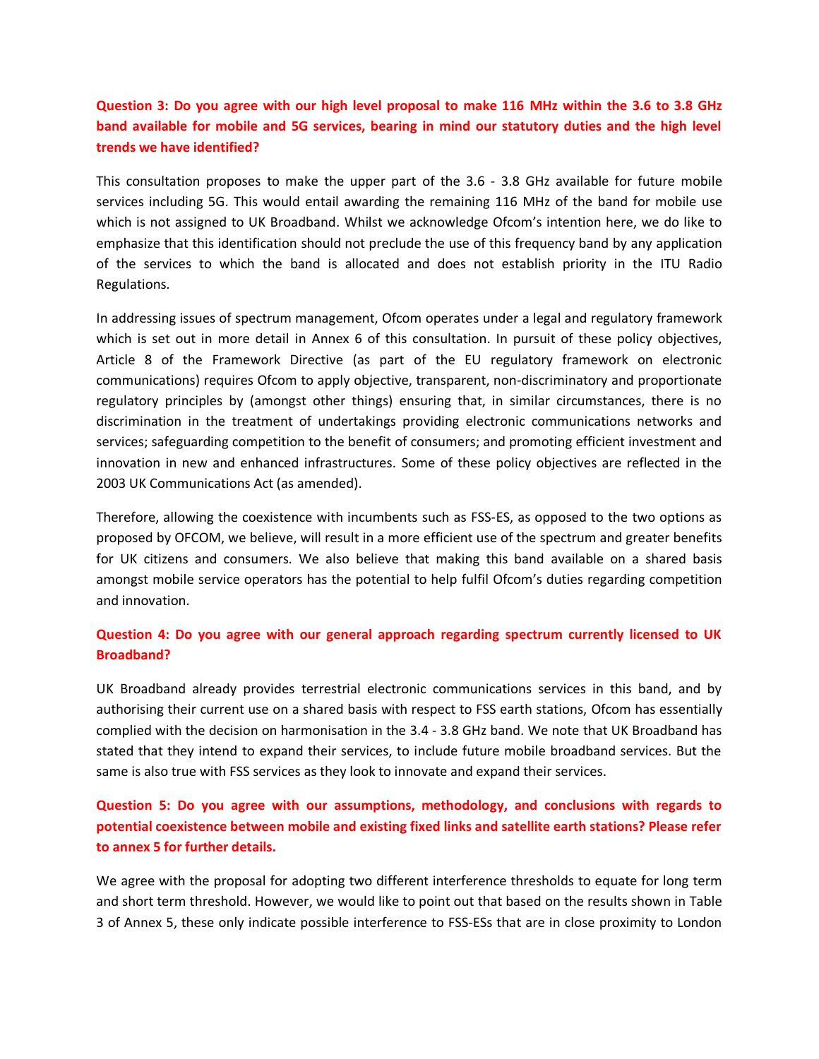**Question 3: Do you agree with our high level proposal to make 116 MHz within the 3.6 to 3.8 GHz band available for mobile and 5G services, bearing in mind our statutory duties and the high level trends we have identified?**

This consultation proposes to make the upper part of the 3.6 - 3.8 GHz available for future mobile services including 5G. This would entail awarding the remaining 116 MHz of the band for mobile use which is not assigned to UK Broadband. Whilst we acknowledge Ofcom's intention here, we do like to emphasize that this identification should not preclude the use of this frequency band by any application of the services to which the band is allocated and does not establish priority in the ITU Radio Regulations.

In addressing issues of spectrum management, Ofcom operates under a legal and regulatory framework which is set out in more detail in Annex 6 of this consultation. In pursuit of these policy objectives, Article 8 of the Framework Directive (as part of the EU regulatory framework on electronic communications) requires Ofcom to apply objective, transparent, non-discriminatory and proportionate regulatory principles by (amongst other things) ensuring that, in similar circumstances, there is no discrimination in the treatment of undertakings providing electronic communications networks and services; safeguarding competition to the benefit of consumers; and promoting efficient investment and innovation in new and enhanced infrastructures. Some of these policy objectives are reflected in the 2003 UK Communications Act (as amended).

Therefore, allowing the coexistence with incumbents such as FSS-ES, as opposed to the two options as proposed by OFCOM, we believe, will result in a more efficient use of the spectrum and greater benefits for UK citizens and consumers. We also believe that making this band available on a shared basis amongst mobile service operators has the potential to help fulfil Ofcom's duties regarding competition and innovation.

**Question 4: Do you agree with our general approach regarding spectrum currently licensed to UK Broadband?**

UK Broadband already provides terrestrial electronic communications services in this band, and by authorising their current use on a shared basis with respect to FSS earth stations, Ofcom has essentially complied with the decision on harmonisation in the 3.4 - 3.8 GHz band. We note that UK Broadband has stated that they intend to expand their services, to include future mobile broadband services. But the same is also true with FSS services as they look to innovate and expand their services.

**Question 5: Do you agree with our assumptions, methodology, and conclusions with regards to potential coexistence between mobile and existing fixed links and satellite earth stations? Please refer to annex 5 for further details.**

We agree with the proposal for adopting two different interference thresholds to equate for long term and short term threshold. However, we would like to point out that based on the results shown in Table 3 of Annex 5, these only indicate possible interference to FSS-ESs that are in close proximity to London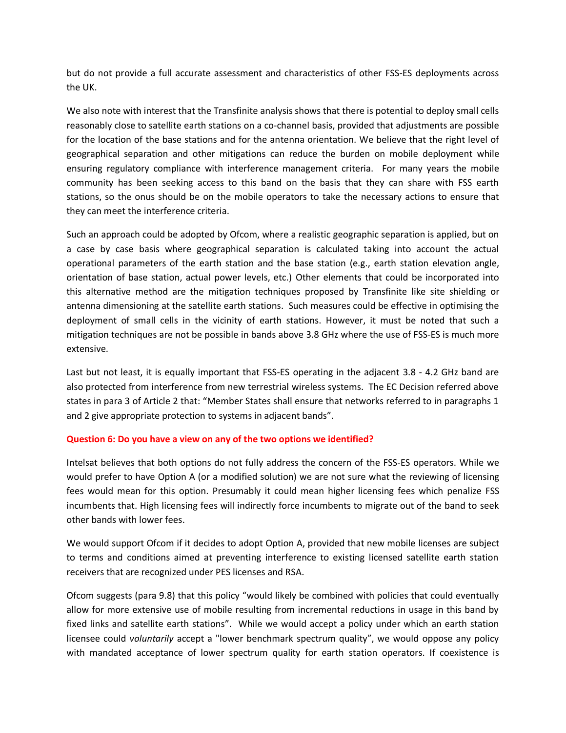but do not provide a full accurate assessment and characteristics of other FSS-ES deployments across the UK.

We also note with interest that the Transfinite analysis shows that there is potential to deploy small cells reasonably close to satellite earth stations on a co-channel basis, provided that adjustments are possible for the location of the base stations and for the antenna orientation. We believe that the right level of geographical separation and other mitigations can reduce the burden on mobile deployment while ensuring regulatory compliance with interference management criteria. For many years the mobile community has been seeking access to this band on the basis that they can share with FSS earth stations, so the onus should be on the mobile operators to take the necessary actions to ensure that they can meet the interference criteria.

Such an approach could be adopted by Ofcom, where a realistic geographic separation is applied, but on a case by case basis where geographical separation is calculated taking into account the actual operational parameters of the earth station and the base station (e.g., earth station elevation angle, orientation of base station, actual power levels, etc.) Other elements that could be incorporated into this alternative method are the mitigation techniques proposed by Transfinite like site shielding or antenna dimensioning at the satellite earth stations. Such measures could be effective in optimising the deployment of small cells in the vicinity of earth stations. However, it must be noted that such a mitigation techniques are not be possible in bands above 3.8 GHz where the use of FSS-ES is much more extensive.

Last but not least, it is equally important that FSS-ES operating in the adjacent 3.8 - 4.2 GHz band are also protected from interference from new terrestrial wireless systems. The EC Decision referred above states in para 3 of Article 2 that: "Member States shall ensure that networks referred to in paragraphs 1 and 2 give appropriate protection to systems in adjacent bands".

**Question 6: Do you have a view on any of the two options we identified?**

Intelsat believes that both options do not fully address the concern of the FSS-ES operators. While we would prefer to have Option A (or a modified solution) we are not sure what the reviewing of licensing fees would mean for this option. Presumably it could mean higher licensing fees which penalize FSS incumbents that. High licensing fees will indirectly force incumbents to migrate out of the band to seek other bands with lower fees.

We would support Ofcom if it decides to adopt Option A, provided that new mobile licenses are subject to terms and conditions aimed at preventing interference to existing licensed satellite earth station receivers that are recognized under PES licenses and RSA.

Ofcom suggests (para 9.8) that this policy "would likely be combined with policies that could eventually allow for more extensive use of mobile resulting from incremental reductions in usage in this band by fixed links and satellite earth stations". While we would accept a policy under which an earth station licensee could *voluntarily* accept a "lower benchmark spectrum quality", we would oppose any policy with mandated acceptance of lower spectrum quality for earth station operators. If coexistence is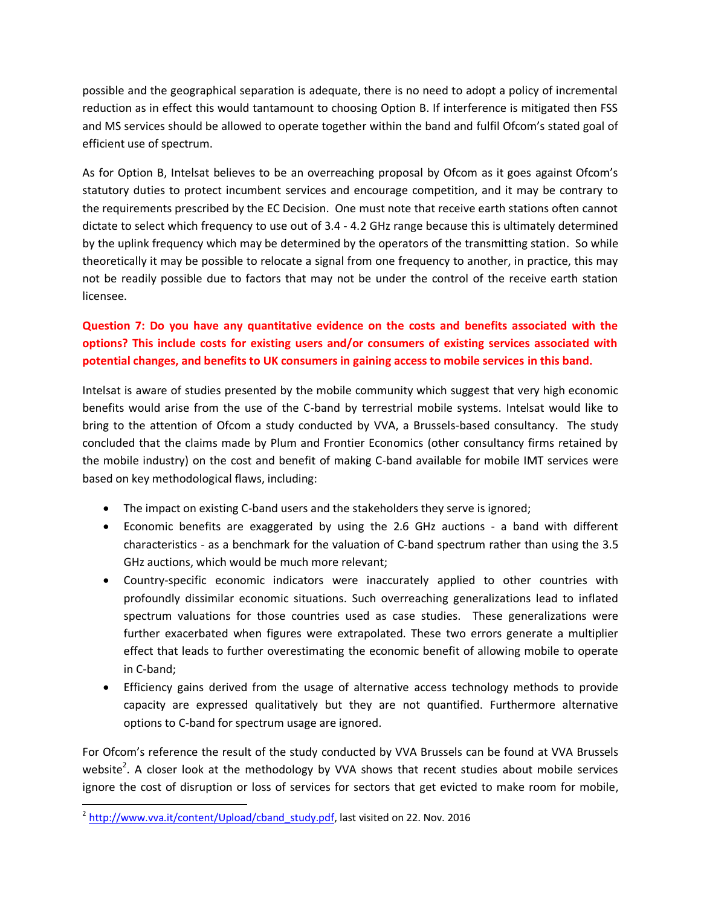possible and the geographical separation is adequate, there is no need to adopt a policy of incremental reduction as in effect this would tantamount to choosing Option B. If interference is mitigated then FSS and MS services should be allowed to operate together within the band and fulfil Ofcom's stated goal of efficient use of spectrum.

As for Option B, Intelsat believes to be an overreaching proposal by Ofcom as it goes against Ofcom's statutory duties to protect incumbent services and encourage competition, and it may be contrary to the requirements prescribed by the EC Decision. One must note that receive earth stations often cannot dictate to select which frequency to use out of 3.4 - 4.2 GHz range because this is ultimately determined by the uplink frequency which may be determined by the operators of the transmitting station. So while theoretically it may be possible to relocate a signal from one frequency to another, in practice, this may not be readily possible due to factors that may not be under the control of the receive earth station licensee.

**Question 7: Do you have any quantitative evidence on the costs and benefits associated with the options? This include costs for existing users and/or consumers of existing services associated with potential changes, and benefits to UK consumers in gaining access to mobile services in this band.**

Intelsat is aware of studies presented by the mobile community which suggest that very high economic benefits would arise from the use of the C-band by terrestrial mobile systems. Intelsat would like to bring to the attention of Ofcom a study conducted by VVA, a Brussels-based consultancy. The study concluded that the claims made by Plum and Frontier Economics (other consultancy firms retained by the mobile industry) on the cost and benefit of making C-band available for mobile IMT services were based on key methodological flaws, including:

- The impact on existing C-band users and the stakeholders they serve is ignored;
- Economic benefits are exaggerated by using the 2.6 GHz auctions - a band with different characteristics - as a benchmark for the valuation of C-band spectrum rather than using the 3.5 GHz auctions, which would be much more relevant;
- Country-specific economic indicators were inaccurately applied to other countries with profoundly dissimilar economic situations. Such overreaching generalizations lead to inflated spectrum valuations for those countries used as case studies. These generalizations were further exacerbated when figures were extrapolated. These two errors generate a multiplier effect that leads to further overestimating the economic benefit of allowing mobile to operate in C-band;
- Efficiency gains derived from the usage of alternative access technology methods to provide capacity are expressed qualitatively but they are not quantified. Furthermore alternative options to C-band for spectrum usage are ignored.

For Ofcom's reference the result of the study conducted by VVA Brussels can be found at VVA Brussels website[2]. A closer look at the methodology by VVA shows that recent studies about mobile services ignore the cost of disruption or loss of services for sectors that get evicted to make room for mobile,

[2] http://www.vva.it/content/Upload/cband_study.pdf, last visited on 22. Nov. 2016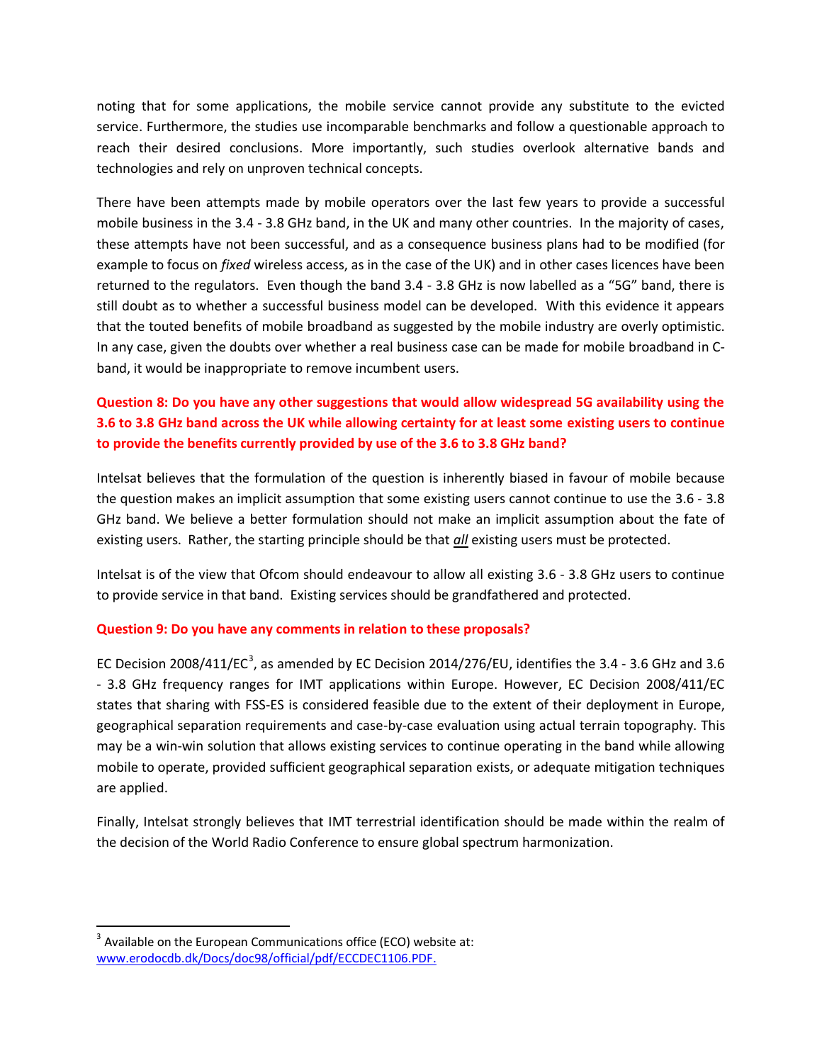noting that for some applications, the mobile service cannot provide any substitute to the evicted service. Furthermore, the studies use incomparable benchmarks and follow a questionable approach to reach their desired conclusions. More importantly, such studies overlook alternative bands and technologies and rely on unproven technical concepts.

There have been attempts made by mobile operators over the last few years to provide a successful mobile business in the 3.4 - 3.8 GHz band, in the UK and many other countries. In the majority of cases, these attempts have not been successful, and as a consequence business plans had to be modified (for example to focus on *fixed* wireless access, as in the case of the UK) and in other cases licences have been returned to the regulators. Even though the band 3.4 - 3.8 GHz is now labelled as a "5G" band, there is still doubt as to whether a successful business model can be developed. With this evidence it appears that the touted benefits of mobile broadband as suggested by the mobile industry are overly optimistic. In any case, given the doubts over whether a real business case can be made for mobile broadband in C-band, it would be inappropriate to remove incumbent users.

**Question 8: Do you have any other suggestions that would allow widespread 5G availability using the 3.6 to 3.8 GHz band across the UK while allowing certainty for at least some existing users to continue to provide the benefits currently provided by use of the 3.6 to 3.8 GHz band?**

Intelsat believes that the formulation of the question is inherently biased in favour of mobile because the question makes an implicit assumption that some existing users cannot continue to use the 3.6 - 3.8 GHz band. We believe a better formulation should not make an implicit assumption about the fate of existing users. Rather, the starting principle should be that ***all*** existing users must be protected.

Intelsat is of the view that Ofcom should endeavour to allow all existing 3.6 - 3.8 GHz users to continue to provide service in that band. Existing services should be grandfathered and protected.

**Question 9: Do you have any comments in relation to these proposals?**

EC Decision 2008/411/EC[3], as amended by EC Decision 2014/276/EU, identifies the 3.4 - 3.6 GHz and 3.6 - 3.8 GHz frequency ranges for IMT applications within Europe. However, EC Decision 2008/411/EC states that sharing with FSS-ES is considered feasible due to the extent of their deployment in Europe, geographical separation requirements and case-by-case evaluation using actual terrain topography. This may be a win-win solution that allows existing services to continue operating in the band while allowing mobile to operate, provided sufficient geographical separation exists, or adequate mitigation techniques are applied.

Finally, Intelsat strongly believes that IMT terrestrial identification should be made within the realm of the decision of the World Radio Conference to ensure global spectrum harmonization.

---

[3] Available on the European Communications office (ECO) website at: www.erodocdb.dk/Docs/doc98/official/pdf/ECCDEC1106.PDF.